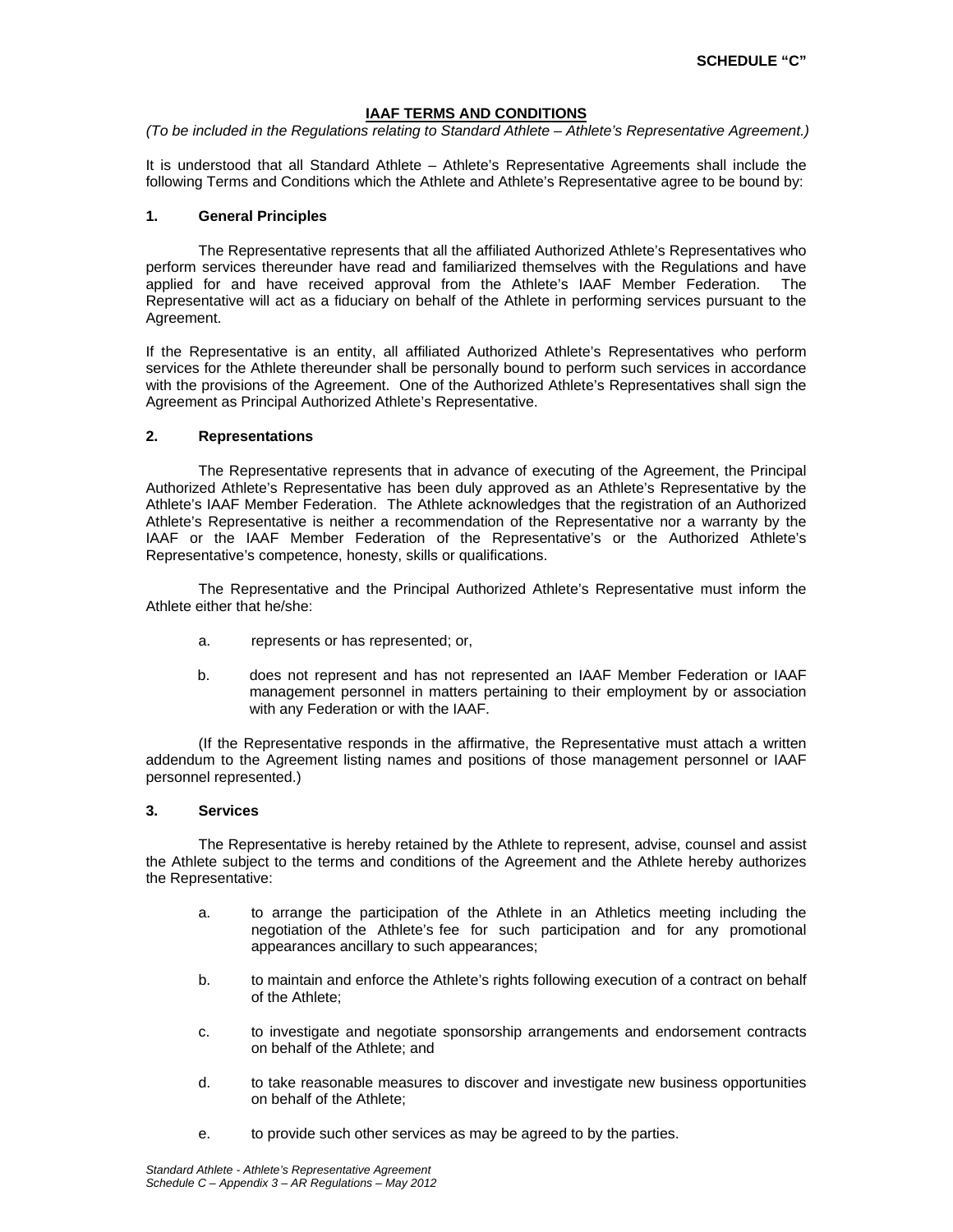**SCHEDULE "C"**

## IAAF TERMS AND CONDITIONS

*(To be included in the Regulations relating to Standard Athlete – Athlete's Representative Agreement.)*

It is understood that all Standard Athlete – Athlete's Representative Agreements shall include the following Terms and Conditions which the Athlete and Athlete's Representative agree to be bound by:

### 1. General Principles

The Representative represents that all the affiliated Authorized Athlete's Representatives who perform services thereunder have read and familiarized themselves with the Regulations and have applied for and have received approval from the Athlete's IAAF Member Federation. The Representative will act as a fiduciary on behalf of the Athlete in performing services pursuant to the Agreement.

If the Representative is an entity, all affiliated Authorized Athlete's Representatives who perform services for the Athlete thereunder shall be personally bound to perform such services in accordance with the provisions of the Agreement. One of the Authorized Athlete's Representatives shall sign the Agreement as Principal Authorized Athlete's Representative.

### 2. Representations

The Representative represents that in advance of executing of the Agreement, the Principal Authorized Athlete's Representative has been duly approved as an Athlete's Representative by the Athlete's IAAF Member Federation. The Athlete acknowledges that the registration of an Authorized Athlete's Representative is neither a recommendation of the Representative nor a warranty by the IAAF or the IAAF Member Federation of the Representative's or the Authorized Athlete's Representative's competence, honesty, skills or qualifications.

The Representative and the Principal Authorized Athlete's Representative must inform the Athlete either that he/she:

a. represents or has represented; or,

b. does not represent and has not represented an IAAF Member Federation or IAAF management personnel in matters pertaining to their employment by or association with any Federation or with the IAAF.

(If the Representative responds in the affirmative, the Representative must attach a written addendum to the Agreement listing names and positions of those management personnel or IAAF personnel represented.)

### 3. Services

The Representative is hereby retained by the Athlete to represent, advise, counsel and assist the Athlete subject to the terms and conditions of the Agreement and the Athlete hereby authorizes the Representative:

a. to arrange the participation of the Athlete in an Athletics meeting including the negotiation of the Athlete's fee for such participation and for any promotional appearances ancillary to such appearances;

b. to maintain and enforce the Athlete's rights following execution of a contract on behalf of the Athlete;

c. to investigate and negotiate sponsorship arrangements and endorsement contracts on behalf of the Athlete; and

d. to take reasonable measures to discover and investigate new business opportunities on behalf of the Athlete;

e. to provide such other services as may be agreed to by the parties.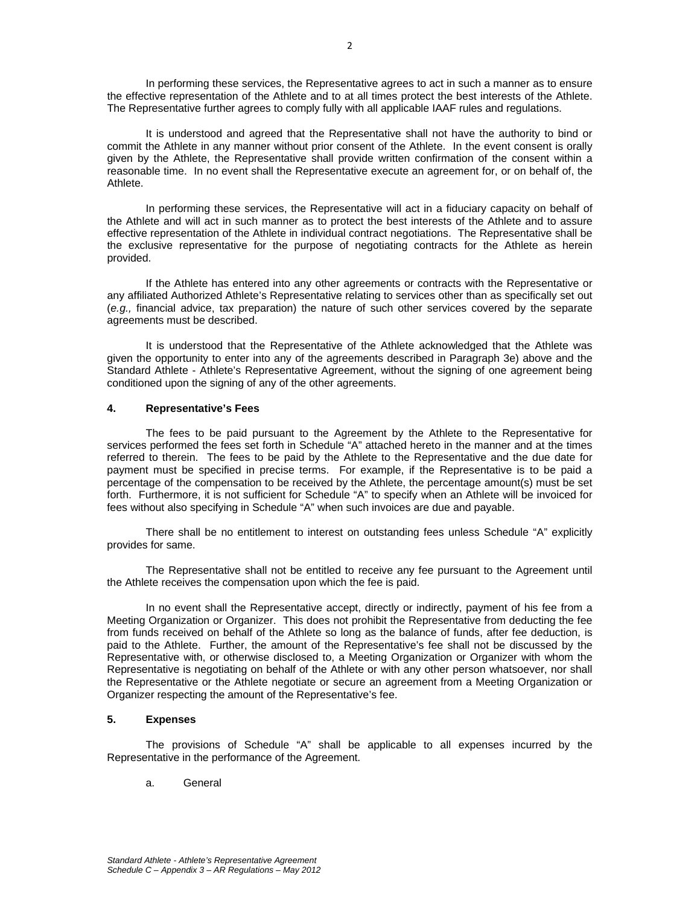In performing these services, the Representative agrees to act in such a manner as to ensure the effective representation of the Athlete and to at all times protect the best interests of the Athlete. The Representative further agrees to comply fully with all applicable IAAF rules and regulations.

It is understood and agreed that the Representative shall not have the authority to bind or commit the Athlete in any manner without prior consent of the Athlete. In the event consent is orally given by the Athlete, the Representative shall provide written confirmation of the consent within a reasonable time. In no event shall the Representative execute an agreement for, or on behalf of, the Athlete.

In performing these services, the Representative will act in a fiduciary capacity on behalf of the Athlete and will act in such manner as to protect the best interests of the Athlete and to assure effective representation of the Athlete in individual contract negotiations. The Representative shall be the exclusive representative for the purpose of negotiating contracts for the Athlete as herein provided.

If the Athlete has entered into any other agreements or contracts with the Representative or any affiliated Authorized Athlete's Representative relating to services other than as specifically set out (*e.g.,* financial advice, tax preparation) the nature of such other services covered by the separate agreements must be described.

It is understood that the Representative of the Athlete acknowledged that the Athlete was given the opportunity to enter into any of the agreements described in Paragraph 3e) above and the Standard Athlete - Athlete's Representative Agreement, without the signing of one agreement being conditioned upon the signing of any of the other agreements.

**4. Representative's Fees**

The fees to be paid pursuant to the Agreement by the Athlete to the Representative for services performed the fees set forth in Schedule "A" attached hereto in the manner and at the times referred to therein. The fees to be paid by the Athlete to the Representative and the due date for payment must be specified in precise terms. For example, if the Representative is to be paid a percentage of the compensation to be received by the Athlete, the percentage amount(s) must be set forth. Furthermore, it is not sufficient for Schedule "A" to specify when an Athlete will be invoiced for fees without also specifying in Schedule "A" when such invoices are due and payable.

There shall be no entitlement to interest on outstanding fees unless Schedule "A" explicitly provides for same.

The Representative shall not be entitled to receive any fee pursuant to the Agreement until the Athlete receives the compensation upon which the fee is paid.

In no event shall the Representative accept, directly or indirectly, payment of his fee from a Meeting Organization or Organizer. This does not prohibit the Representative from deducting the fee from funds received on behalf of the Athlete so long as the balance of funds, after fee deduction, is paid to the Athlete. Further, the amount of the Representative's fee shall not be discussed by the Representative with, or otherwise disclosed to, a Meeting Organization or Organizer with whom the Representative is negotiating on behalf of the Athlete or with any other person whatsoever, nor shall the Representative or the Athlete negotiate or secure an agreement from a Meeting Organization or Organizer respecting the amount of the Representative's fee.

**5. Expenses**

The provisions of Schedule "A" shall be applicable to all expenses incurred by the Representative in the performance of the Agreement.

a. General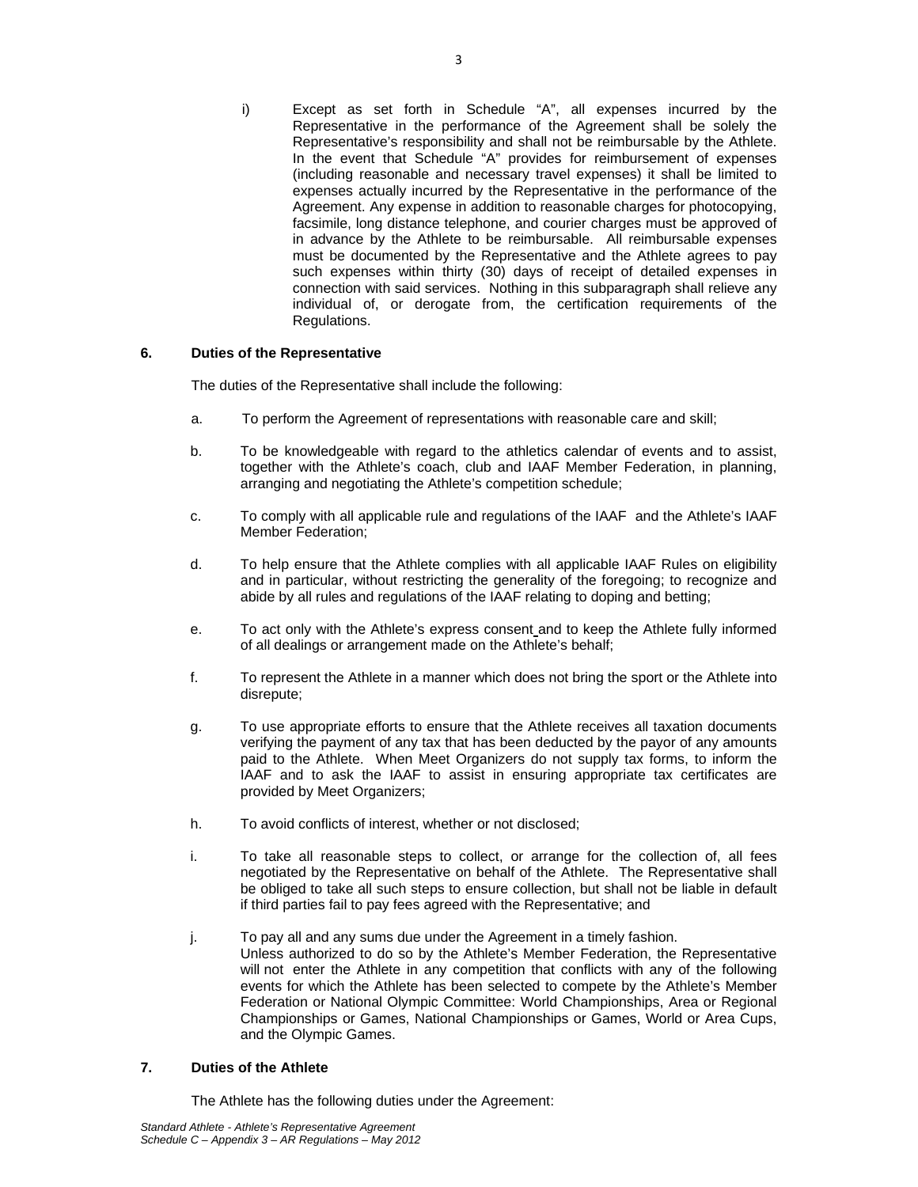i) Except as set forth in Schedule "A", all expenses incurred by the Representative in the performance of the Agreement shall be solely the Representative's responsibility and shall not be reimbursable by the Athlete. In the event that Schedule "A" provides for reimbursement of expenses (including reasonable and necessary travel expenses) it shall be limited to expenses actually incurred by the Representative in the performance of the Agreement. Any expense in addition to reasonable charges for photocopying, facsimile, long distance telephone, and courier charges must be approved of in advance by the Athlete to be reimbursable. All reimbursable expenses must be documented by the Representative and the Athlete agrees to pay such expenses within thirty (30) days of receipt of detailed expenses in connection with said services. Nothing in this subparagraph shall relieve any individual of, or derogate from, the certification requirements of the Regulations.

## 6. Duties of the Representative

The duties of the Representative shall include the following:

a. To perform the Agreement of representations with reasonable care and skill;

b. To be knowledgeable with regard to the athletics calendar of events and to assist, together with the Athlete's coach, club and IAAF Member Federation, in planning, arranging and negotiating the Athlete's competition schedule;

c. To comply with all applicable rule and regulations of the IAAF and the Athlete's IAAF Member Federation;

d. To help ensure that the Athlete complies with all applicable IAAF Rules on eligibility and in particular, without restricting the generality of the foregoing; to recognize and abide by all rules and regulations of the IAAF relating to doping and betting;

e. To act only with the Athlete's express consent and to keep the Athlete fully informed of all dealings or arrangement made on the Athlete's behalf;

f. To represent the Athlete in a manner which does not bring the sport or the Athlete into disrepute;

g. To use appropriate efforts to ensure that the Athlete receives all taxation documents verifying the payment of any tax that has been deducted by the payor of any amounts paid to the Athlete. When Meet Organizers do not supply tax forms, to inform the IAAF and to ask the IAAF to assist in ensuring appropriate tax certificates are provided by Meet Organizers;

h. To avoid conflicts of interest, whether or not disclosed;

i. To take all reasonable steps to collect, or arrange for the collection of, all fees negotiated by the Representative on behalf of the Athlete. The Representative shall be obliged to take all such steps to ensure collection, but shall not be liable in default if third parties fail to pay fees agreed with the Representative; and

j. To pay all and any sums due under the Agreement in a timely fashion.
Unless authorized to do so by the Athlete's Member Federation, the Representative will not enter the Athlete in any competition that conflicts with any of the following events for which the Athlete has been selected to compete by the Athlete's Member Federation or National Olympic Committee: World Championships, Area or Regional Championships or Games, National Championships or Games, World or Area Cups, and the Olympic Games.

## 7. Duties of the Athlete

The Athlete has the following duties under the Agreement: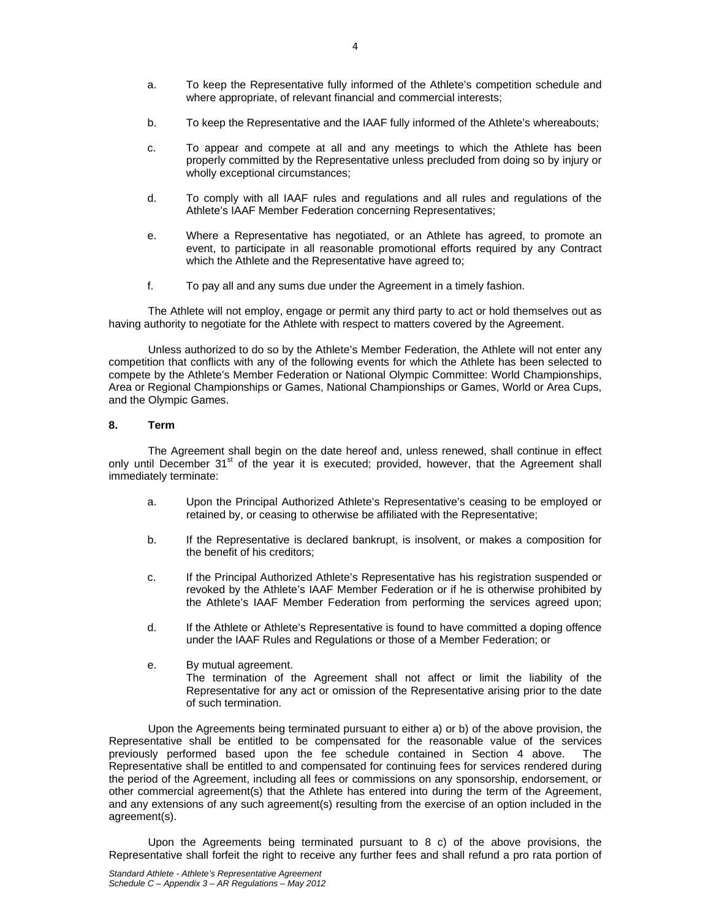a. To keep the Representative fully informed of the Athlete's competition schedule and where appropriate, of relevant financial and commercial interests;

b. To keep the Representative and the IAAF fully informed of the Athlete's whereabouts;

c. To appear and compete at all and any meetings to which the Athlete has been properly committed by the Representative unless precluded from doing so by injury or wholly exceptional circumstances;

d. To comply with all IAAF rules and regulations and all rules and regulations of the Athlete's IAAF Member Federation concerning Representatives;

e. Where a Representative has negotiated, or an Athlete has agreed, to promote an event, to participate in all reasonable promotional efforts required by any Contract which the Athlete and the Representative have agreed to;

f. To pay all and any sums due under the Agreement in a timely fashion.

The Athlete will not employ, engage or permit any third party to act or hold themselves out as having authority to negotiate for the Athlete with respect to matters covered by the Agreement.

Unless authorized to do so by the Athlete's Member Federation, the Athlete will not enter any competition that conflicts with any of the following events for which the Athlete has been selected to compete by the Athlete's Member Federation or National Olympic Committee: World Championships, Area or Regional Championships or Games, National Championships or Games, World or Area Cups, and the Olympic Games.

**8. Term**

The Agreement shall begin on the date hereof and, unless renewed, shall continue in effect only until December 31st of the year it is executed; provided, however, that the Agreement shall immediately terminate:

a. Upon the Principal Authorized Athlete's Representative's ceasing to be employed or retained by, or ceasing to otherwise be affiliated with the Representative;

b. If the Representative is declared bankrupt, is insolvent, or makes a composition for the benefit of his creditors;

c. If the Principal Authorized Athlete's Representative has his registration suspended or revoked by the Athlete's IAAF Member Federation or if he is otherwise prohibited by the Athlete's IAAF Member Federation from performing the services agreed upon;

d. If the Athlete or Athlete's Representative is found to have committed a doping offence under the IAAF Rules and Regulations or those of a Member Federation; or

e. By mutual agreement.
The termination of the Agreement shall not affect or limit the liability of the Representative for any act or omission of the Representative arising prior to the date of such termination.

Upon the Agreements being terminated pursuant to either a) or b) of the above provision, the Representative shall be entitled to be compensated for the reasonable value of the services previously performed based upon the fee schedule contained in Section 4 above. The Representative shall be entitled to and compensated for continuing fees for services rendered during the period of the Agreement, including all fees or commissions on any sponsorship, endorsement, or other commercial agreement(s) that the Athlete has entered into during the term of the Agreement, and any extensions of any such agreement(s) resulting from the exercise of an option included in the agreement(s).

Upon the Agreements being terminated pursuant to 8 c) of the above provisions, the Representative shall forfeit the right to receive any further fees and shall refund a pro rata portion of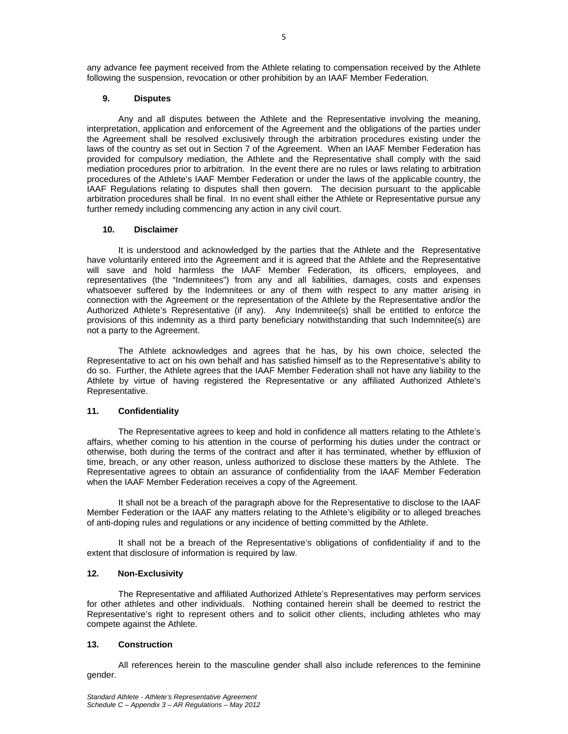any advance fee payment received from the Athlete relating to compensation received by the Athlete following the suspension, revocation or other prohibition by an IAAF Member Federation.

## 9. Disputes

Any and all disputes between the Athlete and the Representative involving the meaning, interpretation, application and enforcement of the Agreement and the obligations of the parties under the Agreement shall be resolved exclusively through the arbitration procedures existing under the laws of the country as set out in Section 7 of the Agreement. When an IAAF Member Federation has provided for compulsory mediation, the Athlete and the Representative shall comply with the said mediation procedures prior to arbitration. In the event there are no rules or laws relating to arbitration procedures of the Athlete's IAAF Member Federation or under the laws of the applicable country, the IAAF Regulations relating to disputes shall then govern. The decision pursuant to the applicable arbitration procedures shall be final. In no event shall either the Athlete or Representative pursue any further remedy including commencing any action in any civil court.

## 10. Disclaimer

It is understood and acknowledged by the parties that the Athlete and the Representative have voluntarily entered into the Agreement and it is agreed that the Athlete and the Representative will save and hold harmless the IAAF Member Federation, its officers, employees, and representatives (the "Indemnitees") from any and all liabilities, damages, costs and expenses whatsoever suffered by the Indemnitees or any of them with respect to any matter arising in connection with the Agreement or the representation of the Athlete by the Representative and/or the Authorized Athlete's Representative (if any). Any Indemnitee(s) shall be entitled to enforce the provisions of this indemnity as a third party beneficiary notwithstanding that such Indemnitee(s) are not a party to the Agreement.

The Athlete acknowledges and agrees that he has, by his own choice, selected the Representative to act on his own behalf and has satisfied himself as to the Representative's ability to do so. Further, the Athlete agrees that the IAAF Member Federation shall not have any liability to the Athlete by virtue of having registered the Representative or any affiliated Authorized Athlete's Representative.

## 11. Confidentiality

The Representative agrees to keep and hold in confidence all matters relating to the Athlete's affairs, whether coming to his attention in the course of performing his duties under the contract or otherwise, both during the terms of the contract and after it has terminated, whether by effluxion of time, breach, or any other reason, unless authorized to disclose these matters by the Athlete. The Representative agrees to obtain an assurance of confidentiality from the IAAF Member Federation when the IAAF Member Federation receives a copy of the Agreement.

It shall not be a breach of the paragraph above for the Representative to disclose to the IAAF Member Federation or the IAAF any matters relating to the Athlete's eligibility or to alleged breaches of anti-doping rules and regulations or any incidence of betting committed by the Athlete.

It shall not be a breach of the Representative's obligations of confidentiality if and to the extent that disclosure of information is required by law.

## 12. Non-Exclusivity

The Representative and affiliated Authorized Athlete's Representatives may perform services for other athletes and other individuals. Nothing contained herein shall be deemed to restrict the Representative's right to represent others and to solicit other clients, including athletes who may compete against the Athlete.

## 13. Construction

All references herein to the masculine gender shall also include references to the feminine gender.